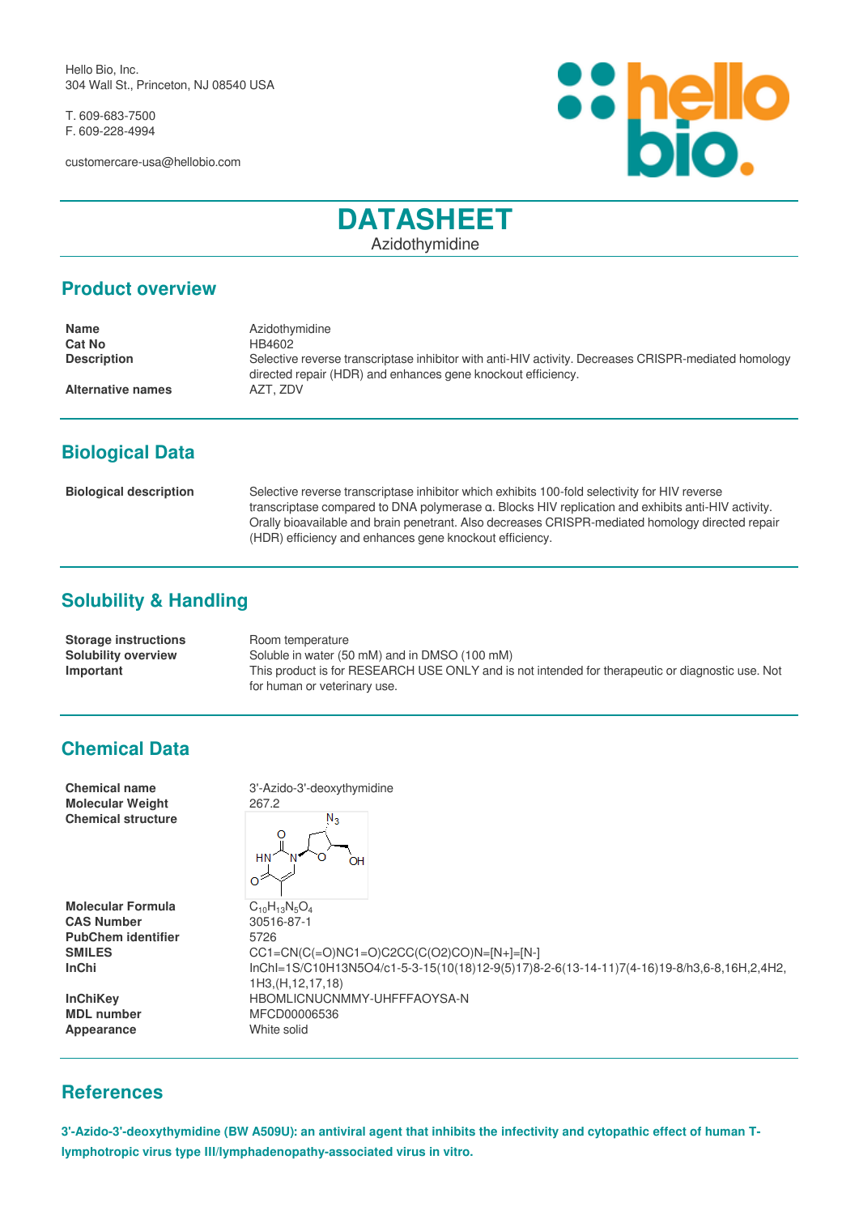Hello Bio, Inc.
304 Wall St., Princeton, NJ 08540 USA

T. 609-683-7500
F. 609-228-4994

customercare-usa@hellobio.com

# DATASHEET

Azidothymidine

## Product overview

| | |
|---|---|
| **Name** | Azidothymidine |
| **Cat No** | HB4602 |
| **Description** | Selective reverse transcriptase inhibitor with anti-HIV activity. Decreases CRISPR-mediated homology directed repair (HDR) and enhances gene knockout efficiency. |
| **Alternative names** | AZT, ZDV |

## Biological Data

| | |
|---|---|
| **Biological description** | Selective reverse transcriptase inhibitor which exhibits 100-fold selectivity for HIV reverse transcriptase compared to DNA polymerase α. Blocks HIV replication and exhibits anti-HIV activity. Orally bioavailable and brain penetrant. Also decreases CRISPR-mediated homology directed repair (HDR) efficiency and enhances gene knockout efficiency. |

## Solubility & Handling

| | |
|---|---|
| **Storage instructions** | Room temperature |
| **Solubility overview** | Soluble in water (50 mM) and in DMSO (100 mM) |
| **Important** | This product is for RESEARCH USE ONLY and is not intended for therapeutic or diagnostic use. Not for human or veterinary use. |

## Chemical Data

| | |
|---|---|
| **Chemical name** | 3'-Azido-3'-deoxythymidine |
| **Molecular Weight** | 267.2 |
| **Chemical structure** | |
| **Molecular Formula** | $C_{10}H_{13}N_5O_4$ |
| **CAS Number** | 30516-87-1 |
| **PubChem identifier** | 5726 |
| **SMILES** | CC1=CN(C(=O)NC1=O)C2CC(C(O2)CO)N=[N+]=[N-] |
| **InChi** | InChI=1S/C10H13N5O4/c1-5-3-15(10(18)12-9(5)17)8-2-6(13-14-11)7(4-16)19-8/h3,6-8,16H,2,4H2,1H3,(H,12,17,18) |
| **InChiKey** | HBOMLICNUCNMMY-UHFFFAOYSA-N |
| **MDL number** | MFCD00006536 |
| **Appearance** | White solid |

## References

**3'-Azido-3'-deoxythymidine (BW A509U): an antiviral agent that inhibits the infectivity and cytopathic effect of human T-lymphotropic virus type III/lymphadenopathy-associated virus in vitro.**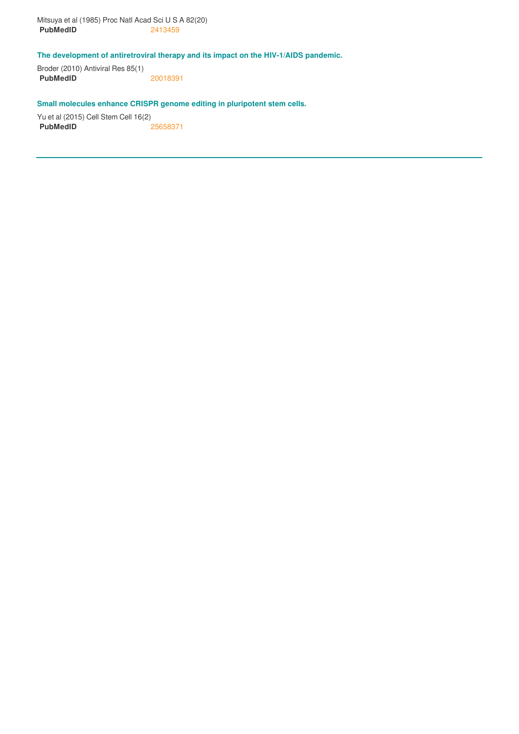Mitsuya et al (1985) Proc Natl Acad Sci U S A 82(20)
**PubMedID** 2413459

**The development of antiretroviral therapy and its impact on the HIV-1/AIDS pandemic.**

Broder (2010) Antiviral Res 85(1)
**PubMedID** 20018391

**Small molecules enhance CRISPR genome editing in pluripotent stem cells.**

Yu et al (2015) Cell Stem Cell 16(2)
**PubMedID** 25658371